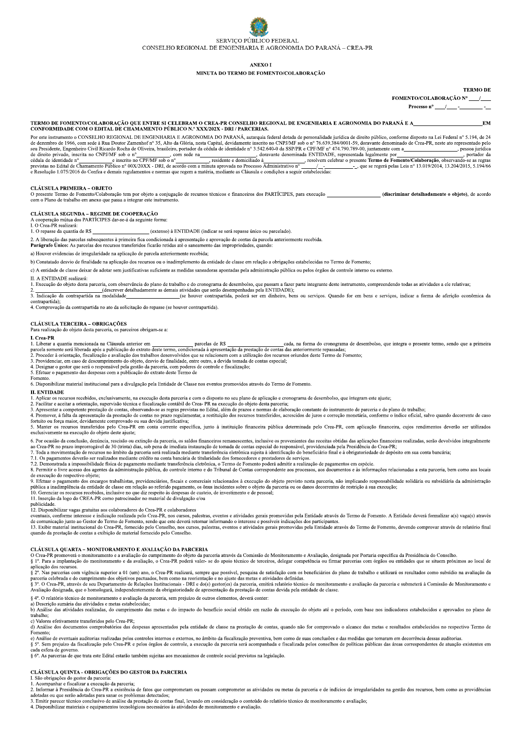SERVIÇO PÚBLICO FEDERAL
CONSELHO REGIONAL DE ENGENHARIA E AGRONOMIA DO PARANÁ – CREA-PR

# ANEXO I

## MINUTA DO TERMO DE FOMENTO/COLABORAÇÃO

**TERMO DE FOMENTO/COLABORAÇÃO Nº ____/____**

**Processo nº ____/____-________ -__**

**TERMO DE FOMENTO/COLABORAÇÃO QUE ENTRE SI CELEBRAM O CREA-PR CONSELHO REGIONAL DE ENGENHARIA E AGRONOMIA DO PARANÁ E A__________________________ EM CONFORMIDADE COM O EDITAL DE CHAMAMENTO PÚBLICO N.º XXX/202X - DRI / PARCERIAS.**

Por este instrumento o CONSELHO REGIONAL DE ENGENHARIA E AGRONOMIA DO PARANÁ, autarquia federal dotada de personalidade jurídica de direito público, conforme disposto na Lei Federal nº 5.194, de 24 de dezembro de 1966, com sede à Rua Doutor Zamenhof nº 35, Alto da Glória, nesta Capital, devidamente inscrito no CNPJ/MF sob o nº 76.639.384/0001-59, doravante denominado de Crea-PR, neste ato representado pelo seu Presidente, Engenheiro Civil Ricardo Rocha de Oliveira, brasileiro, portador da cédula de identidade nº 3.542.640-0 da SSP/PR e CPF/MF nº 474.790.789-00, juntamente com a_______________________, pessoa jurídica de direito privado, inscrita no CNPJ/MF sob o nº____________, com sede na______________________, doravante denominada ENTIDADE, representada legalmente por______________________, portador da cédula de identidade nº___________ e inscrito no CPF/MF sob o nº___________, residente e domiciliado à_______________, resolvem celebrar o presente **Termo de Fomento/Colaboração**, observando-se as regras previstas no Edital de Chamamento Público nº 00X/20XX - DRI, de acordo com a minuta aprovada no Processo Administrativo nº ______/__-__________-_, que se regerá pelas Leis nº 13.019/2014, 13.204/2015, 5.194/66 e Resolução 1.075/2016 do Confea e demais regulamentos e normas que regem a matéria, mediante as Cláusula e condições a seguir estabelecidas:

### CLÁUSULA PRIMEIRA – OBJETO

O presente Termo de Fomento/Colaboração tem por objeto a conjugação de recursos técnicos e financeiros dos PARTÍCIPES, para execução ___________________ **(discriminar detalhadamente o objeto)**, de acordo com o Plano de trabalho em anexo que passa a integrar este instrumento.

### CLÁUSULA SEGUNDA – REGIME DE COOPERAÇÃO

A cooperação mútua dos PARTÍCIPES dar-se-á da seguinte forma:

I. O Crea-PR realizará:

1. O repasse da quantia de R$ _______________________ (extenso) à ENTIDADE (indicar se será repasse único ou parcelado).

2. A liberação das parcelas subsequentes à primeira fica condicionada à apresentação e aprovação de contas da parcela anteriormente recebida.

**Parágrafo Único:** As parcelas dos recursos transferidos ficarão retidas até o saneamento das impropriedades, quando:

a) Houver evidencias de irregularidade na aplicação de parcela anteriormente recebida;

b) Constatado desvio de finalidade na aplicação dos recursos ou o inadimplemento da entidade de classe em relação a obrigações estabelecidas no Termo de Fomento;

c) A entidade de classe deixar de adotar sem justificativas suficiente as medidas saneadoras apontadas pela administração pública ou pelos órgãos de controle interno ou externo.

II. A ENTIDADE realizará:

1. Execução do objeto desta parceria, com observância do plano de trabalho e do cronograma de desembolso, que passam a fazer parte integrante deste instrumento, compreendendo todas as atividades a ele relativas;
2. ___________________(descrever detalhadamente as demais atividades que serão desempenhadas pela ENTIDADE);
3. Indicação da contrapartida na modalidade___________________(se houver contrapartida, poderá ser em dinheiro, bens ou serviços. Quando for em bens e serviços, indicar a forma de aferição econômica da contrapartida);
4. Comprovação da contrapartida no ato da solicitação do repasse (se houver contrapartida).

### CLÁUSULA TERCEIRA – OBRIGAÇÕES

Para realização do objeto desta parceria, os parceiros obrigam-se a:

**I. Crea-PR**

1. Liberar a quantia mencionada na Cláusula anterior em _____________ parcelas de R$ ___________________ cada, na forma do cronograma de desembolso, que integra o presente termo, sendo que a primeira parcela somente será liberada após a publicação do extrato deste termo, condicionada à apresentação da prestação de contas das anteriormente repassadas;
2. Proceder à orientação, fiscalização e avaliação dos trabalhos desenvolvidos que se relacionem com a utilização dos recursos oriundos deste Termo de Fomento;
3. Providenciar, em caso de descumprimento do objeto, desvio de finalidade, entre outro, a devida tomada de contas especial;
4. Designar o gestor que será o responsável pela gestão da parceria, com poderes de controle e fiscalização;
5. Efetuar o pagamento das despesas com a publicação do extrato deste Termo de Fomento.
6. Disponibilizar material institucional para a divulgação pela Entidade de Classe nos eventos promovidos através do Termo de Fomento.

**II. ENTIDADE**

1. Aplicar os recursos recebidos, exclusivamente, na execução desta parceria e com o disposto no seu plano de aplicação e cronograma de desembolso, que integram este ajuste;
2. Facilitar e aceitar a orientação, supervisão técnica e fiscalização contábil do Crea- PR na execução do objeto desta parceria;
3. Apresentar a competente prestação de contas, observando-se as regras previstas no Edital, além de prazos e normas de elaboração constante do instrumento de parceria e do plano de trabalho;
4. Promover, à falta da apresentação da prestação de contas no prazo regulamentar, a restituição dos recursos transferidos, acrescidos de juros e correção monetária, conforme o índice oficial, salvo quando decorrente de caso fortuito ou força maior, devidamente comprovado ou sua devida justificativa;
5. Manter os recursos transferidos pelo Crea-PR em conta corrente específica, junto à instituição financeira pública determinada pelo Crea-PR, com aplicação financeira, cujos rendimentos deverão ser utilizados exclusivamente na execução do objeto deste ajuste;
6. Por ocasião da conclusão, denúncia, rescisão ou extinção da parceria, os saldos financeiros remanescentes, inclusive os provenientes das receitas obtidas das aplicações financeiras realizadas, serão devolvidos integralmente ao Crea-PR no prazo improrrogável de 30 (trinta) dias, sob pena de imediata instauração de tomada de contas especial do responsável, providenciada pela Presidência do Crea-PR;
7. Toda a movimentação de recursos no âmbito da parceria será realizada mediante transferência eletrônica sujeita à identificação do beneficiário final e à obrigatoriedade de depósito em sua conta bancária;
   7.1. Os pagamentos deverão ser realizados mediante crédito na conta bancária de titularidade dos fornecedores e prestadores de serviços.
   7.2. Demonstrada a impossibilidade física de pagamento mediante transferência eletrônica, o Termo de Fomento poderá admitir a realização de pagamentos em espécie.
8. Permitir o livre acesso dos agentes da administração pública, do controle interno e do Tribunal de Contas correspondente aos processos, aos documentos e às informações relacionadas a esta parceria, bem como aos locais de execução do respectivo objeto;
9. Efetuar o pagamento dos encargos trabalhistas, previdenciários, fiscais e comerciais relacionados à execução do objeto previsto nesta parceria, não implicando responsabilidade solidária ou subsidiária da administração pública a inadimplência da entidade de classe em relação ao referido pagamento, os ônus incidentes sobre o objeto da parceria ou os danos decorrentes de restrição à sua execução;
10. Gerenciar os recursos recebidos, inclusive no que diz respeito às despesas de custeio, de investimento e de pessoal;
11. Inserção da logo do CREA-PR como patrocinador no material de divulgação e/ou publicidade.
12. Disponibilizar vagas gratuitas aos colaboradores do Crea-PR e colaboradores eventuais, conforme interesse e indicação realizada pelo Crea-PR, nos cursos, palestras, eventos e atividades gerais promovidas pela Entidade através do Termo de Fomento. A Entidade deverá formalizar a(s) vaga(s) através de comunicação junto ao Gestor do Termo de Fomento, sendo que este deverá retornar informando o interesse e possíveis indicações dos participantes.
13. Exibir material institucional do Crea-PR, fornecido pelo Conselho, nos cursos, palestras, eventos e atividades gerais promovidas pela Entidade através do Termo de Fomento, devendo comprovar através de relatório final quando da prestação de contas a exibição de material fornecido pelo Conselho.

### CLÁUSULA QUARTA – MONITORAMENTO E AVALIAÇÃO DA PARCERIA

O Crea-PR promoverá o monitoramento e a avaliação do cumprimento do objeto da parceria através da Comissão de Monitoramento e Avaliação, designada por Portaria específica da Presidência do Conselho.

§ 1º. Para a implantação do monitoramento e da avaliação, o Crea-PR poderá valer- se do apoio técnico de terceiros, delegar competência ou firmar parcerias com órgãos ou entidades que se situem próximos ao local de aplicação dos recursos.

§ 2º. Nas parcerias com vigência superior a 01 (um) ano, o Crea-PR realizará, sempre que possível, pesquisa de satisfação com os beneficiários do plano de trabalho e utilizará os resultados como subsídio na avaliação da parceria celebrada e do cumprimento dos objetivos pactuados, bem como na reorientação e no ajuste das metas e atividades definidas.

§ 3º. O Crea-PR, através de seu Departamento de Relações Institucionais - DRI e do(s) gestor(es) da parceria, emitirá relatório técnico de monitoramento e avaliação da parceria e submeterá à Comissão de Monitoramento e Avaliação designada, que o homologará, independentemente da obrigatoriedade de apresentação da prestação de contas devida pela entidade de classe.

§ 4º. O relatório técnico de monitoramento e avaliação da parceria, sem prejuízo de outros elementos, deverá conter:

a) Descrição sumária das atividades e metas estabelecidas;

b) Análise das atividades realizadas, do cumprimento das metas e do impacto do benefício social obtido em razão da execução do objeto até o período, com base nos indicadores estabelecidos e aprovados no plano de trabalho;

c) Valores efetivamente transferidos pelo Crea-PR;

d) Análise dos documentos comprobatórios das despesas apresentados pela entidade de classe na prestação de contas, quando não for comprovado o alcance das metas e resultados estabelecidos no respectivo Termo de Fomento;

e) Análise de eventuais auditorias realizadas pelos controles internos e externos, no âmbito da fiscalização preventiva, bem como de suas conclusões e das medidas que tomaram em decorrência dessas auditorias.

§ 5º. Sem prejuízo da fiscalização pelo Crea-PR e pelos órgãos de controle, a execução da parceria será acompanhada e fiscalizada pelos conselhos de políticas públicas das áreas correspondentes de atuação existentes em cada esfera de governo.

§ 6º. As parcerias de que trata este Edital estarão também sujeitas aos mecanismos de controle social previstos na legislação.

### CLÁUSULA QUINTA - OBRIGAÇÕES DO GESTOR DA PARCERIA

I. São obrigações do gestor da parceria:

1. Acompanhar e fiscalizar a execução da parceria;
2. Informar à Presidência do Crea-PR a existência de fatos que comprometam ou possam comprometer as atividades ou metas da parceria e de indícios de irregularidades na gestão dos recursos, bem como as providências adotadas ou que serão adotadas para sanar os problemas detectados;
3. Emitir parecer técnico conclusivo de análise da prestação de contas final, levando em consideração o conteúdo do relatório técnico de monitoramento e avaliação;
4. Disponibilizar materiais e equipamentos tecnológicos necessários às atividades de monitoramento e avaliação.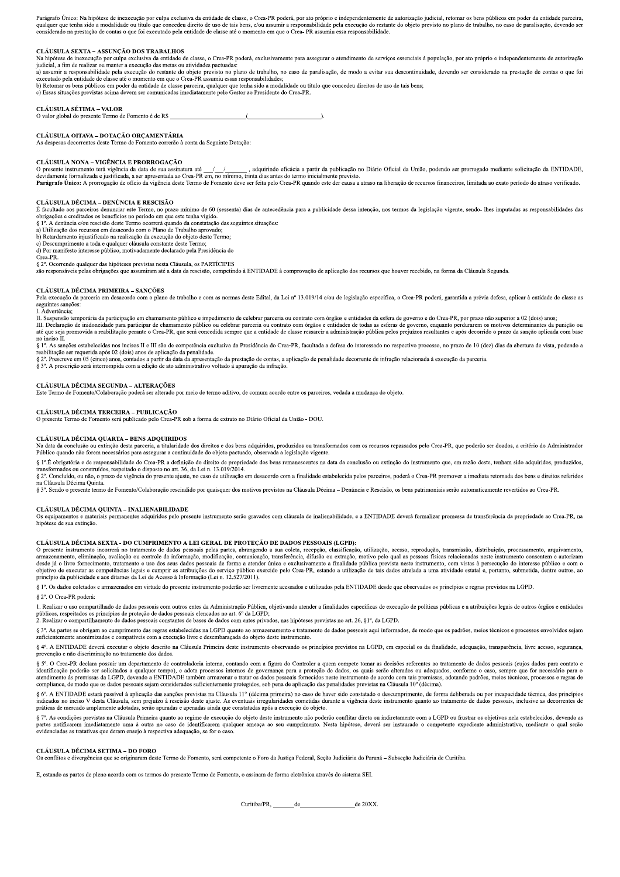Parágrafo Único: Na hipótese de inexecução por culpa exclusiva da entidade de classe, o Crea-PR poderá, por ato próprio e independentemente de autorização judicial, retomar os bens públicos em poder da entidade parceira, qualquer que tenha sido a modalidade ou título que concedeu direito de uso de tais bens, e/ou assumir a responsabilidade pela execução do restante do objeto previsto no plano de trabalho, no caso de paralisação, devendo ser considerado na prestação de contas o que foi executado pela entidade de classe até o momento em que o Crea- PR assumiu essa responsabilidade.

## CLÁUSULA SEXTA – ASSUNÇÃO DOS TRABALHOS

Na hipótese de inexecução por culpa exclusiva da entidade de classe, o Crea-PR poderá, exclusivamente para assegurar o atendimento de serviços essenciais à população, por ato próprio e independentemente de autorização judicial, a fim de realizar ou manter a execução das metas ou atividades pactuadas:

a) assumir a responsabilidade pela execução do restante do objeto previsto no plano de trabalho, no caso de paralisação, de modo a evitar sua descontinuidade, devendo ser considerado na prestação de contas o que foi executado pela entidade de classe até o momento em que o Crea-PR assumiu essas responsabilidades;

b) Retomar os bens públicos em poder da entidade de classe parceira, qualquer que tenha sido a modalidade ou título que concedeu direitos de uso de tais bens;

c) Essas situações previstas acima devem ser comunicadas imediatamente pelo Gestor ao Presidente do Crea-PR.

## CLÁUSULA SÉTIMA – VALOR

O valor global do presente Termo de Fomento é de R$ \_\_\_\_\_\_\_\_\_\_\_\_\_\_\_\_\_\_\_\_\_\_(\_\_\_\_\_\_\_\_\_\_\_\_\_\_\_\_\_\_\_\_\_\_).

## CLÁUSULA OITAVA – DOTAÇÃO ORÇAMENTÁRIA

As despesas decorrentes deste Termo de Fomento correrão à conta da Seguinte Dotação:

## CLÁUSULA NONA – VIGÊNCIA E PRORROGAÇÃO

O presente instrumento terá vigência da data de sua assinatura até \_\_\_/\_\_\_/\_\_\_\_\_\_\_ , adquirindo eficácia a partir da publicação no Diário Oficial da União, podendo ser prorrogado mediante solicitação da ENTIDADE, devidamente formalizada e justificada, a ser apresentada ao Crea-PR em, no mínimo, trinta dias antes do termo inicialmente previsto.

**Parágrafo Único:** A prorrogação de ofício da vigência deste Termo de Fomento deve ser feita pelo Crea-PR quando este der causa a atraso na liberação de recursos financeiros, limitada ao exato período do atraso verificado.

## CLÁUSULA DÉCIMA – DENÚNCIA E RESCISÃO

É facultado aos parceiros denunciar este Termo, no prazo mínimo de 60 (sessenta) dias de antecedência para a publicidade dessa intenção, nos termos da legislação vigente, sendo- lhes imputadas as responsabilidades das obrigações e creditados os benefícios no período em que este tenha vigido.

§ 1º. A denúncia e/ou rescisão deste Termo ocorrerá quando da constatação das seguintes situações:

a) Utilização dos recursos em desacordo com o Plano de Trabalho aprovado;

b) Retardamento injustificado na realização da execução do objeto deste Termo;

c) Descumprimento a toda e qualquer cláusula constante deste Termo;

d) Por manifesto interesse público, motivadamente declarado pela Presidência do Crea-PR.

§ 2º. Ocorrendo qualquer das hipóteses previstas nesta Cláusula, os PARTÍCIPES são responsáveis pelas obrigações que assumiram até a data da rescisão, competindo à ENTIDADE à comprovação de aplicação dos recursos que houver recebido, na forma da Cláusula Segunda.

## CLÁUSULA DÉCIMA PRIMEIRA – SANÇÕES

Pela execução da parceria em desacordo com o plano de trabalho e com as normas deste Edital, da Lei nº 13.019/14 e/ou de legislação específica, o Crea-PR poderá, garantida a prévia defesa, aplicar à entidade de classe as seguintes sanções:

I. Advertência;

II. Suspensão temporária da participação em chamamento público e impedimento de celebrar parceria ou contrato com órgãos e entidades da esfera de governo e do Crea-PR, por prazo não superior a 02 (dois) anos;

III. Declaração de inidoneidade para participar de chamamento público ou celebrar parceria ou contrato com órgãos e entidades de todas as esferas de governo, enquanto perdurarem os motivos determinantes da punição ou até que seja promovida a reabilitação perante o Crea-PR, que será concedida sempre que a entidade de classe ressarcir a administração pública pelos prejuízos resultantes e após decorrido o prazo da sanção aplicada com base no inciso II.

§ 1º. As sanções estabelecidas nos incisos II e III são de competência exclusiva da Presidência do Crea-PR, facultada a defesa do interessado no respectivo processo, no prazo de 10 (dez) dias da abertura de vista, podendo a reabilitação ser requerida após 02 (dois) anos de aplicação da penalidade.

§ 2º. Prescreve em 05 (cinco) anos, contados a partir da data da apresentação da prestação de contas, a aplicação de penalidade decorrente de infração relacionada à execução da parceria.

§ 3º. A prescrição será interrompida com a edição de ato administrativo voltado à apuração da infração.

## CLÁUSULA DÉCIMA SEGUNDA – ALTERAÇÕES

Este Termo de Fomento/Colaboração poderá ser alterado por meio de termo aditivo, de comum acordo entre os parceiros, vedada a mudança do objeto.

## CLÁUSULA DÉCIMA TERCEIRA – PUBLICAÇÃO

O presente Termo de Fomento será publicado pelo Crea-PR sob a forma de extrato no Diário Oficial da União - DOU.

## CLÁUSULA DÉCIMA QUARTA – BENS ADQUIRIDOS

Na data da conclusão ou extinção desta parceria, a titularidade dos direitos e dos bens adquiridos, produzidos ou transformados com os recursos repassados pelo Crea-PR, que poderão ser doados, a critério do Administrador Público quando não forem necessários para assegurar a continuidade do objeto pactuado, observada a legislação vigente.

§ 1º.É obrigatória e de responsabilidade do Crea-PR a definição do direito de propriedade dos bens remanescentes na data da conclusão ou extinção do instrumento que, em razão deste, tenham sido adquiridos, produzidos, transformados ou construídos, respeitado o disposto no art. 36, da Lei n. 13.019/2014.

§ 2º. Concluído, ou não, o prazo de vigência do presente ajuste, no caso de utilização em desacordo com a finalidade estabelecida pelos parceiros, poderá o Crea-PR promover a imediata retomada dos bens e direitos referidos na Cláusula Décima Quinta.

§ 3º. Sendo o presente termo de Fomento/Colaboração rescindido por quaisquer dos motivos previstos na Cláusula Décima – Denúncia e Rescisão, os bens patrimoniais serão automaticamente revertidos ao Crea-PR.

## CLÁUSULA DÉCIMA QUINTA – INALIENABILIDADE

Os equipamentos e materiais permanentes adquiridos pelo presente instrumento serão gravados com cláusula de inalienabilidade, e a ENTIDADE deverá formalizar promessa de transferência da propriedade ao Crea-PR, na hipótese de sua extinção.

## CLÁUSULA DÉCIMA SEXTA - DO CUMPRIMENTO A LEI GERAL DE PROTEÇÃO DE DADOS PESSOAIS (LGPD):

O presente instrumento incorrerá no tratamento de dados pessoais pelas partes, abrangendo a sua coleta, recepção, classificação, utilização, acesso, reprodução, transmissão, distribuição, processamento, arquivamento, armazenamento, eliminação, avaliação ou controle da informação, modificação, comunicação, transferência, difusão ou extração, motivo pelo qual as pessoas físicas relacionadas neste instrumento consentem e autorizam desde já o livre fornecimento, tratamento e uso dos seus dados pessoais de forma a atender única e exclusivamente a finalidade pública prevista neste instrumento, com vistas à persecução do interesse público e com o objetivo de executar as competências legais e cumprir as atribuições do serviço público exercido pelo Crea-PR, estando a utilização de tais dados atrelada a uma atividade estatal e, portanto, submetida, dentre outros, ao princípio da publicidade e aos ditames da Lei de Acesso à Informação (Lei n. 12.527/2011).

§ 1º. Os dados coletados e armazenados em virtude do presente instrumento poderão ser livremente acessados e utilizados pela ENTIDADE desde que observados os princípios e regras previstos na LGPD.

§ 2º. O Crea-PR poderá:

1. Realizar o uso compartilhado de dados pessoais com outros entes da Administração Pública, objetivando atender a finalidades específicas de execução de políticas públicas e a atribuições legais de outros órgãos e entidades públicos, respeitados os princípios de proteção de dados pessoais elencados no art. 6º da LGPD;
2. Realizar o compartilhamento de dados pessoais constantes de bases de dados com entes privados, nas hipóteses previstas no art. 26, §1º, da LGPD.

§ 3º. As partes se obrigam ao cumprimento das regras estabelecidas na LGPD quanto ao armazenamento e tratamento de dados pessoais aqui informados, de modo que os padrões, meios técnicos e processos envolvidos sejam suficientemente anonimizados e compatíveis com a execução livre e desembaraçada do objeto deste instrumento.

§ 4º. A ENTIDADE deverá executar o objeto descrito na Cláusula Primeira deste instrumento observando os princípios previstos na LGPD, em especial os da finalidade, adequação, transparência, livre acesso, segurança, prevenção e não discriminação no tratamento dos dados.

§ 5º. O Crea-PR declara possuir um departamento de controladoria interna, contando com a figura do Controler a quem compete tomar as decisões referentes ao tratamento de dados pessoais (cujos dados para contato e identificação poderão ser solicitados a qualquer tempo), e adota processos internos de governança para a proteção de dados, os quais serão alterados ou adequados, conforme o caso, sempre que for necessário para o atendimento às premissas da LGPD, devendo a ENTIDADE também armazenar e tratar os dados pessoais fornecidos neste instrumento de acordo com tais premissas, adotando padrões, meios técnicos, processos e regras de compliance, de modo que os dados pessoais sejam considerados suficientemente protegidos, sob pena de aplicação das penalidades previstas na Cláusula 10ª (décima).

§ 6º. A ENTIDADE estará passível à aplicação das sanções previstas na Cláusula 11ª (décima primeira) no caso de haver sido constatado o descumprimento, de forma deliberada ou por incapacidade técnica, dos princípios indicados no inciso V desta Cláusula, sem prejuízo à rescisão deste ajuste. As eventuais irregularidades cometidas durante a vigência deste instrumento quanto ao tratamento de dados pessoais, inclusive as decorrentes de práticas de mercado amplamente adotadas, serão apuradas e apenadas ainda que constatadas após a execução do objeto.

§ 7º. As condições previstas na Cláusula Primeira quanto ao regime de execução do objeto deste instrumento não poderão conflitar direta ou indiretamente com a LGPD ou frustrar os objetivos nela estabelecidos, devendo as partes notificarem imediatamente uma à outra no caso de identificarem qualquer ameaça ao seu cumprimento. Nesta hipótese, deverá ser instaurado o competente expediente administrativo, mediante o qual serão evidenciadas as tratativas que deram ensejo à respectiva adequação, se for o caso.

## CLÁUSULA DÉCIMA SETIMA – DO FORO

Os conflitos e divergências que se originaram deste Termo de Fomento, será competente o Foro da Justiça Federal, Seção Judiciária do Paraná – Subseção Judiciária de Curitiba.

E, estando as partes de pleno acordo com os termos do presente Termo de Fomento, o assinam de forma eletrônica através do sistema SEI.

Curitiba/PR, \_\_\_\_\_\_\_de\_\_\_\_\_\_\_\_\_\_\_\_\_\_\_\_\_de 20XX.